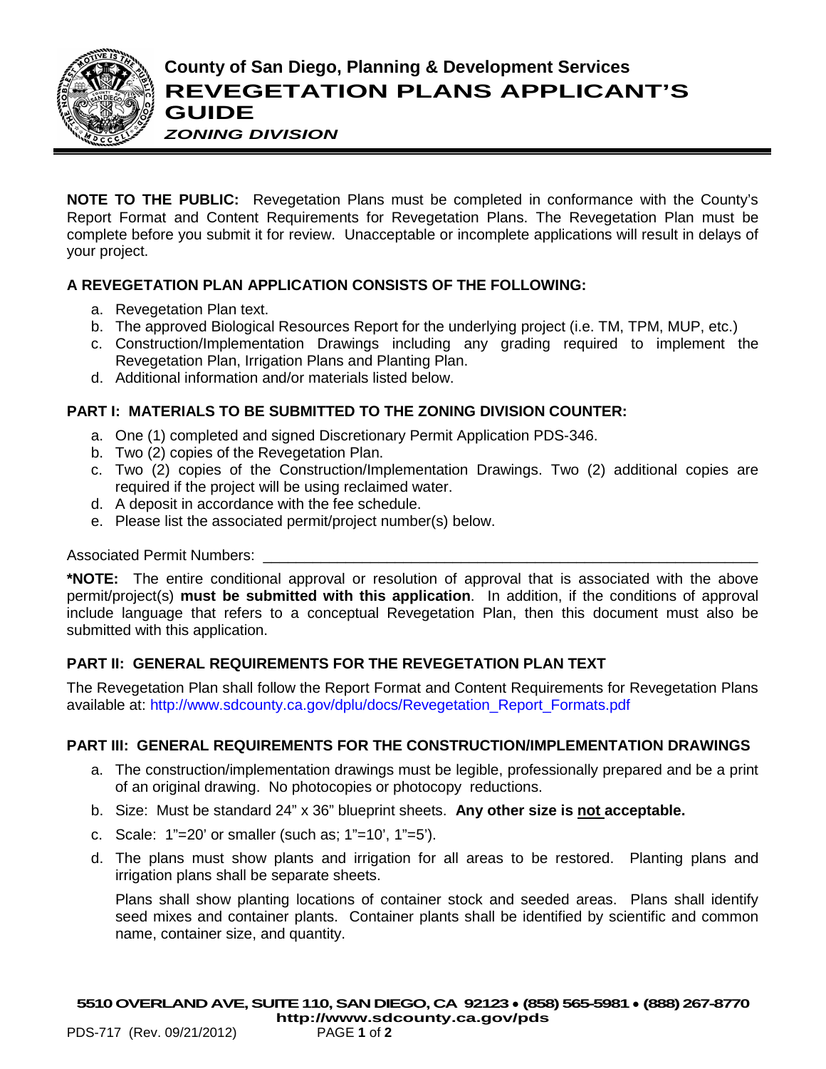# County of San Diego, Planning & Development Services

## REVEGETATION PLANS APPLICANT'S GUIDE

### *ZONING DIVISION*

**NOTE TO THE PUBLIC:** Revegetation Plans must be completed in conformance with the County's Report Format and Content Requirements for Revegetation Plans. The Revegetation Plan must be complete before you submit it for review. Unacceptable or incomplete applications will result in delays of your project.

**A REVEGETATION PLAN APPLICATION CONSISTS OF THE FOLLOWING:**

a. Revegetation Plan text.
b. The approved Biological Resources Report for the underlying project (i.e. TM, TPM, MUP, etc.)
c. Construction/Implementation Drawings including any grading required to implement the Revegetation Plan, Irrigation Plans and Planting Plan.
d. Additional information and/or materials listed below.

**PART I: MATERIALS TO BE SUBMITTED TO THE ZONING DIVISION COUNTER:**

a. One (1) completed and signed Discretionary Permit Application PDS-346.
b. Two (2) copies of the Revegetation Plan.
c. Two (2) copies of the Construction/Implementation Drawings. Two (2) additional copies are required if the project will be using reclaimed water.
d. A deposit in accordance with the fee schedule.
e. Please list the associated permit/project number(s) below.

Associated Permit Numbers: ______________________________________________

***NOTE:** The entire conditional approval or resolution of approval that is associated with the above permit/project(s) **must be submitted with this application**. In addition, if the conditions of approval include language that refers to a conceptual Revegetation Plan, then this document must also be submitted with this application.

**PART II: GENERAL REQUIREMENTS FOR THE REVEGETATION PLAN TEXT**

The Revegetation Plan shall follow the Report Format and Content Requirements for Revegetation Plans available at: http://www.sdcounty.ca.gov/dplu/docs/Revegetation_Report_Formats.pdf

**PART III: GENERAL REQUIREMENTS FOR THE CONSTRUCTION/IMPLEMENTATION DRAWINGS**

a. The construction/implementation drawings must be legible, professionally prepared and be a print of an original drawing. No photocopies or photocopy reductions.
b. Size: Must be standard 24" x 36" blueprint sheets. **Any other size is <u>not</u> acceptable.**
c. Scale: 1"=20' or smaller (such as; 1"=10', 1"=5').
d. The plans must show plants and irrigation for all areas to be restored. Planting plans and irrigation plans shall be separate sheets.

   Plans shall show planting locations of container stock and seeded areas. Plans shall identify seed mixes and container plants. Container plants shall be identified by scientific and common name, container size, and quantity.

**5510 OVERLAND AVE, SUITE 110, SAN DIEGO, CA 92123 • (858) 565-5981 • (888) 267-8770**
**http://www.sdcounty.ca.gov/pds**

PDS-717 (Rev. 09/21/2012)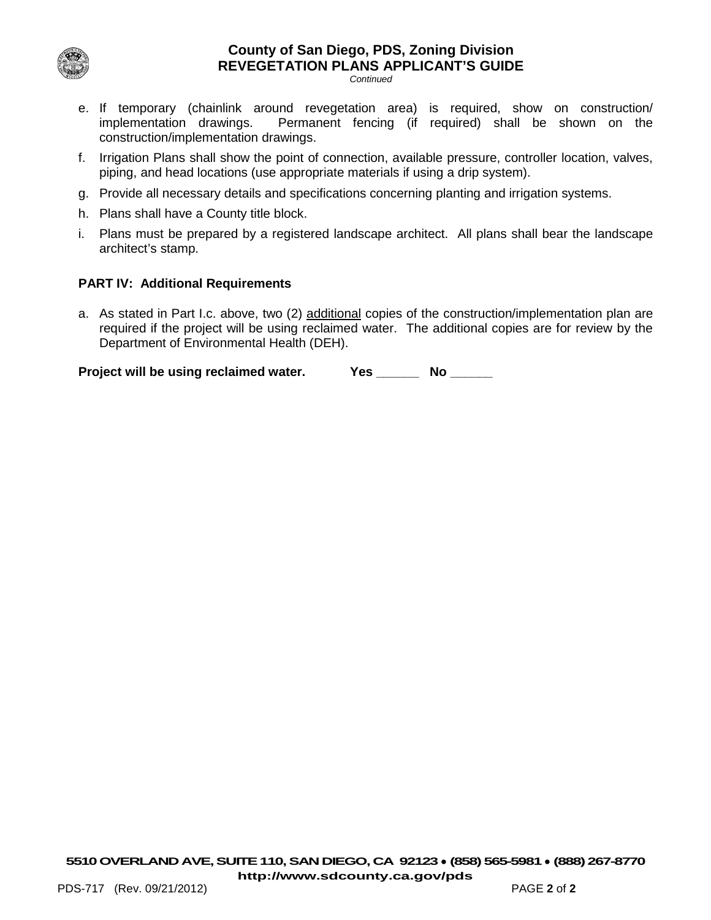e. If temporary (chainlink around revegetation area) is required, show on construction/ implementation drawings. Permanent fencing (if required) shall be shown on the construction/implementation drawings.

f. Irrigation Plans shall show the point of connection, available pressure, controller location, valves, piping, and head locations (use appropriate materials if using a drip system).

g. Provide all necessary details and specifications concerning planting and irrigation systems.

h. Plans shall have a County title block.

i. Plans must be prepared by a registered landscape architect. All plans shall bear the landscape architect's stamp.

**PART IV: Additional Requirements**

a. As stated in Part I.c. above, two (2) additional copies of the construction/implementation plan are required if the project will be using reclaimed water. The additional copies are for review by the Department of Environmental Health (DEH).

**Project will be using reclaimed water. Yes ______ No ______**